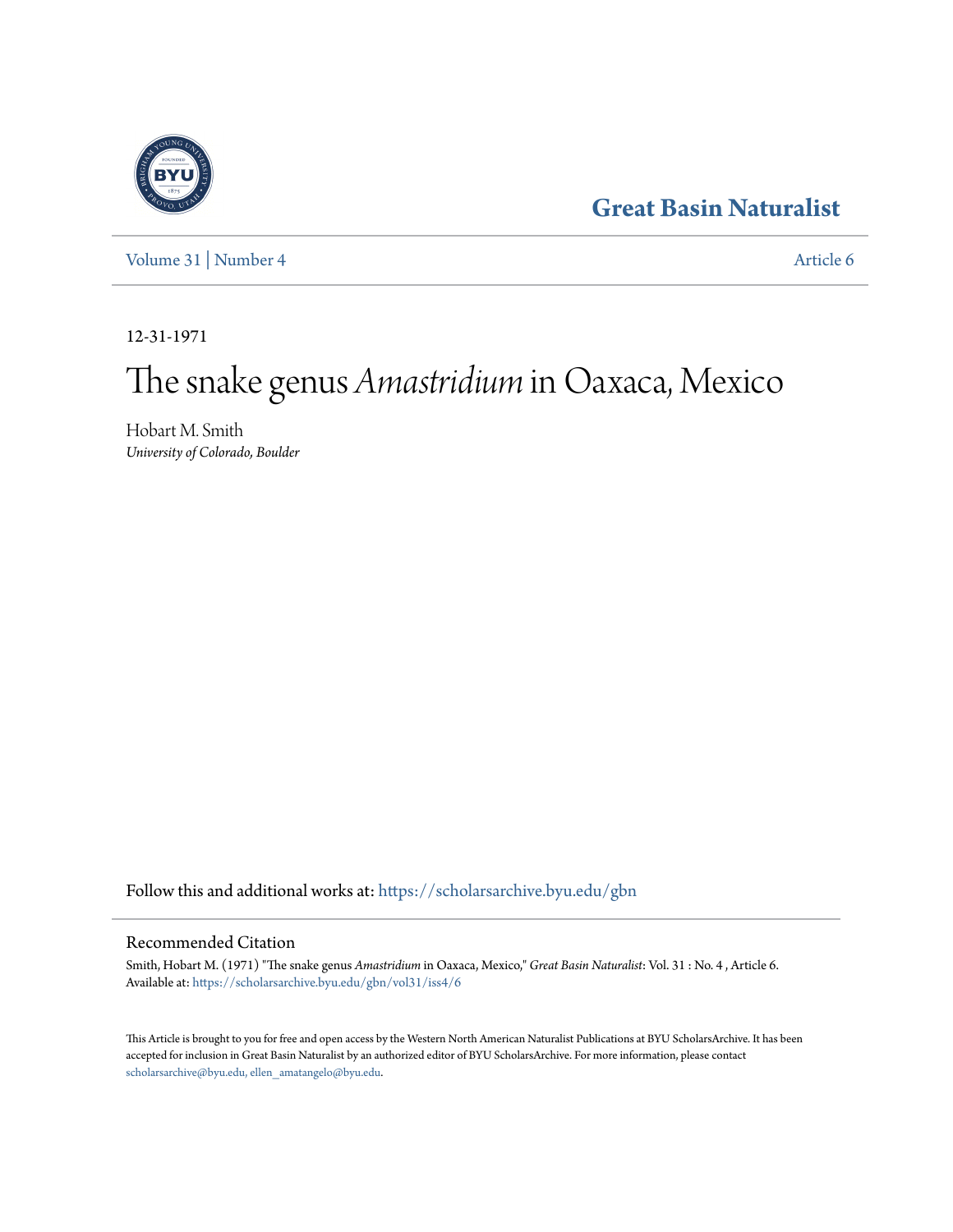# Great Basin Naturalist

Volume 31 | Number 4 — Article 6

12-31-1971

# The snake genus *Amastridium* in Oaxaca, Mexico

Hobart M. Smith
*University of Colorado, Boulder*

Follow this and additional works at: https://scholarsarchive.byu.edu/gbn

## Recommended Citation

Smith, Hobart M. (1971) "The snake genus *Amastridium* in Oaxaca, Mexico," *Great Basin Naturalist*: Vol. 31 : No. 4 , Article 6.
Available at: https://scholarsarchive.byu.edu/gbn/vol31/iss4/6

This Article is brought to you for free and open access by the Western North American Naturalist Publications at BYU ScholarsArchive. It has been accepted for inclusion in Great Basin Naturalist by an authorized editor of BYU ScholarsArchive. For more information, please contact scholarsarchive@byu.edu, ellen_amatangelo@byu.edu.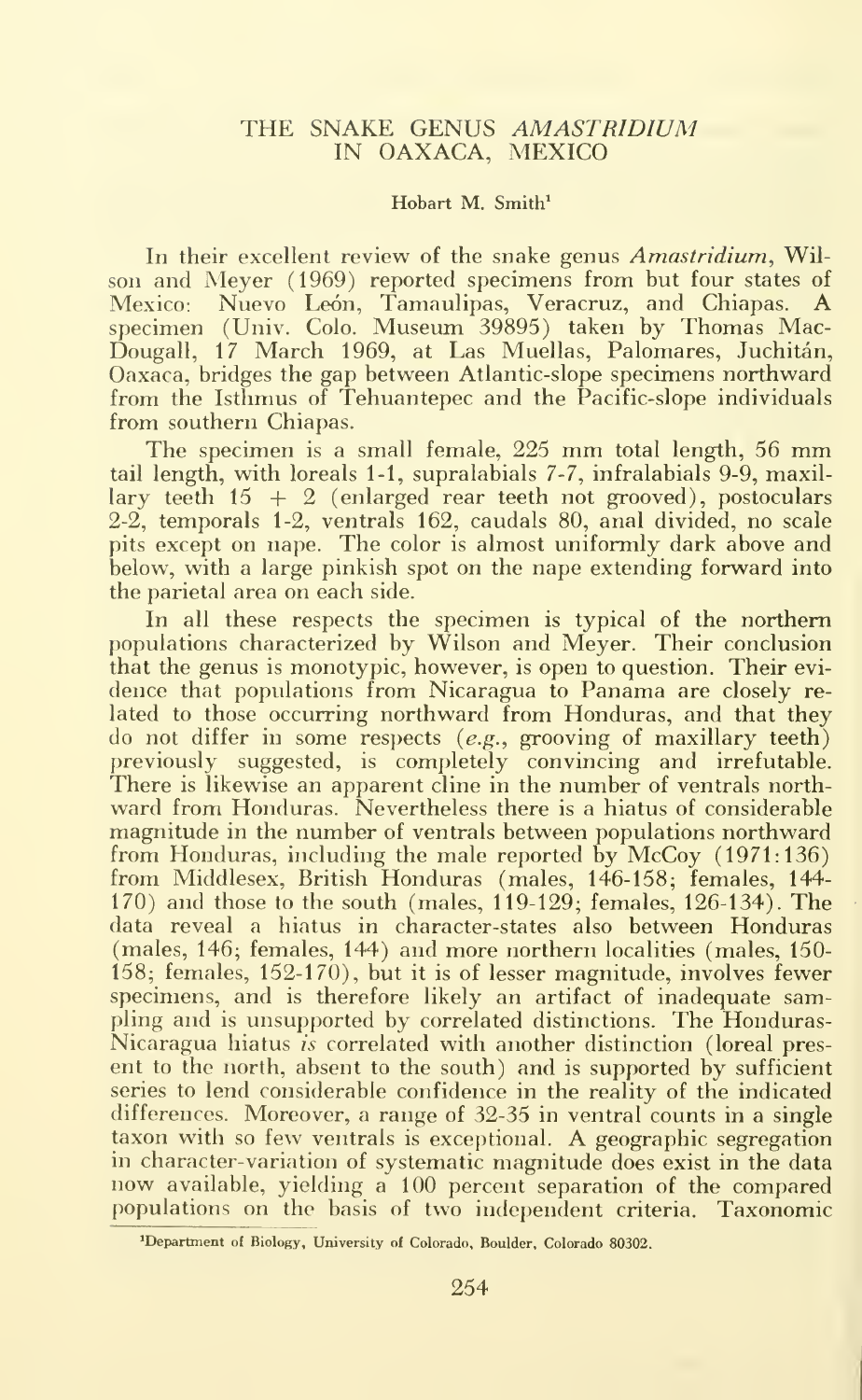# THE SNAKE GENUS *AMASTRIDIUM* IN OAXACA, MEXICO

Hobart M. Smith[1]

In their excellent review of the snake genus *Amastridium*, Wilson and Meyer (1969) reported specimens from but four states of Mexico: Nuevo León, Tamaulipas, Veracruz, and Chiapas. A specimen (Univ. Colo. Museum 39895) taken by Thomas MacDougall, 17 March 1969, at Las Muellas, Palomares, Juchitán, Oaxaca, bridges the gap between Atlantic-slope specimens northward from the Isthmus of Tehuantepec and the Pacific-slope individuals from southern Chiapas.

The specimen is a small female, 225 mm total length, 56 mm tail length, with loreals 1-1, supralabials 7-7, infralabials 9-9, maxillary teeth 15 + 2 (enlarged rear teeth not grooved), postoculars 2-2, temporals 1-2, ventrals 162, caudals 80, anal divided, no scale pits except on nape. The color is almost uniformly dark above and below, with a large pinkish spot on the nape extending forward into the parietal area on each side.

In all these respects the specimen is typical of the northern populations characterized by Wilson and Meyer. Their conclusion that the genus is monotypic, however, is open to question. Their evidence that populations from Nicaragua to Panama are closely related to those occurring northward from Honduras, and that they do not differ in some respects (*e.g.*, grooving of maxillary teeth) previously suggested, is completely convincing and irrefutable. There is likewise an apparent cline in the number of ventrals northward from Honduras. Nevertheless there is a hiatus of considerable magnitude in the number of ventrals between populations northward from Honduras, including the male reported by McCoy (1971:136) from Middlesex, British Honduras (males, 146-158; females, 144-170) and those to the south (males, 119-129; females, 126-134). The data reveal a hiatus in character-states also between Honduras (males, 146; females, 144) and more northern localities (males, 150-158; females, 152-170), but it is of lesser magnitude, involves fewer specimens, and is therefore likely an artifact of inadequate sampling and is unsupported by correlated distinctions. The Honduras-Nicaragua hiatus *is* correlated with another distinction (loreal present to the north, absent to the south) and is supported by sufficient series to lend considerable confidence in the reality of the indicated differences. Moreover, a range of 32-35 in ventral counts in a single taxon with so few ventrals is exceptional. A geographic segregation in character-variation of systematic magnitude does exist in the data now available, yielding a 100 percent separation of the compared populations on the basis of two independent criteria. Taxonomic

[1]Department of Biology, University of Colorado, Boulder, Colorado 80302.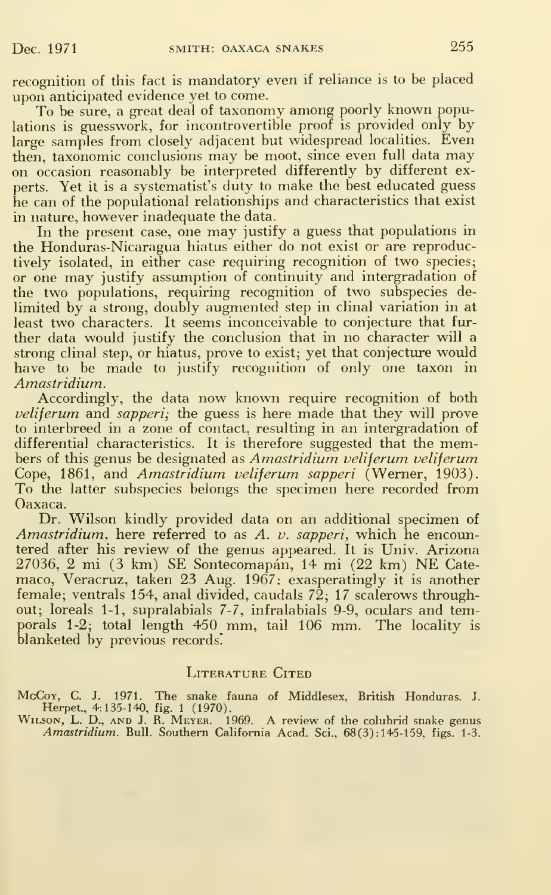recognition of this fact is mandatory even if reliance is to be placed upon anticipated evidence yet to come.

To be sure, a great deal of taxonomy among poorly known populations is guesswork, for incontrovertible proof is provided only by large samples from closely adjacent but widespread localities. Even then, taxonomic conclusions may be moot, since even full data may on occasion reasonably be interpreted differently by different experts. Yet it is a systematist's duty to make the best educated guess he can of the populational relationships and characteristics that exist in nature, however inadequate the data.

In the present case, one may justify a guess that populations in the Honduras-Nicaragua hiatus either do not exist or are reproductively isolated, in either case requiring recognition of two species; or one may justify assumption of continuity and intergradation of the two populations, requiring recognition of two subspecies delimited by a strong, doubly augmented step in clinal variation in at least two characters. It seems inconceivable to conjecture that further data would justify the conclusion that in no character will a strong clinal step, or hiatus, prove to exist; yet that conjecture would have to be made to justify recognition of only one taxon in *Amastridium*.

Accordingly, the data now known require recognition of both *veliferum* and *sapperi*; the guess is here made that they will prove to interbreed in a zone of contact, resulting in an intergradation of differential characteristics. It is therefore suggested that the members of this genus be designated as *Amastridium veliferum veliferum* Cope, 1861, and *Amastridium veliferum sapperi* (Werner, 1903). To the latter subspecies belongs the specimen here recorded from Oaxaca.

Dr. Wilson kindly provided data on an additional specimen of *Amastridium*, here referred to as *A. v. sapperi*, which he encountered after his review of the genus appeared. It is Univ. Arizona 27036, 2 mi (3 km) SE Sontecomapán, 14 mi (22 km) NE Catemaco, Veracruz, taken 23 Aug. 1967; exasperatingly it is another female; ventrals 154, anal divided, caudals 72; 17 scalerows throughout; loreals 1-1, supralabials 7-7, infralabials 9-9, oculars and temporals 1-2; total length 450 mm, tail 106 mm. The locality is blanketed by previous records.

## Literature Cited

McCoy, C. J. 1971. The snake fauna of Middlesex, British Honduras. J. Herpet., 4:135-140, fig. 1 (1970).

Wilson, L. D., and J. R. Meyer. 1969. A review of the colubrid snake genus *Amastridium*. Bull. Southern California Acad. Sci., 68(3):145-159, figs. 1-3.